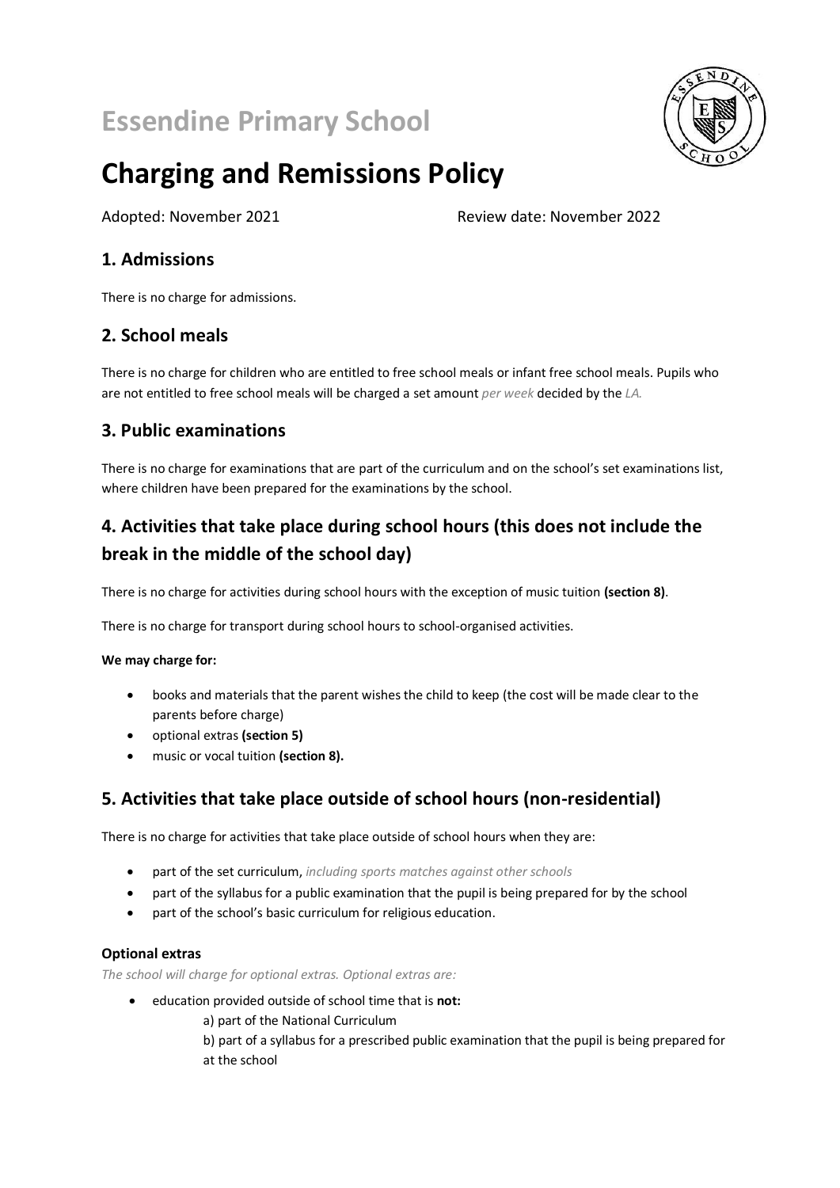# Essendine Primary School

# Charging and Remissions Policy

Adopted: November 2021 Review date: November 2022

## 1. Admissions

There is no charge for admissions.

## 2. School meals

There is no charge for children who are entitled to free school meals or infant free school meals. Pupils who are not entitled to free school meals will be charged a set amount *per week* decided by the *LA.*

## 3. Public examinations

There is no charge for examinations that are part of the curriculum and on the school's set examinations list, where children have been prepared for the examinations by the school.

## 4. Activities that take place during school hours (this does not include the break in the middle of the school day)

There is no charge for activities during school hours with the exception of music tuition **(section 8)**.

There is no charge for transport during school hours to school-organised activities.

**We may charge for:**

- books and materials that the parent wishes the child to keep (the cost will be made clear to the parents before charge)
- optional extras **(section 5)**
- music or vocal tuition **(section 8).**

## 5. Activities that take place outside of school hours (non-residential)

There is no charge for activities that take place outside of school hours when they are:

- part of the set curriculum, *including sports matches against other schools*
- part of the syllabus for a public examination that the pupil is being prepared for by the school
- part of the school's basic curriculum for religious education.

### Optional extras

*The school will charge for optional extras. Optional extras are:*

- education provided outside of school time that is **not:**
  - a) part of the National Curriculum
  - b) part of a syllabus for a prescribed public examination that the pupil is being prepared for at the school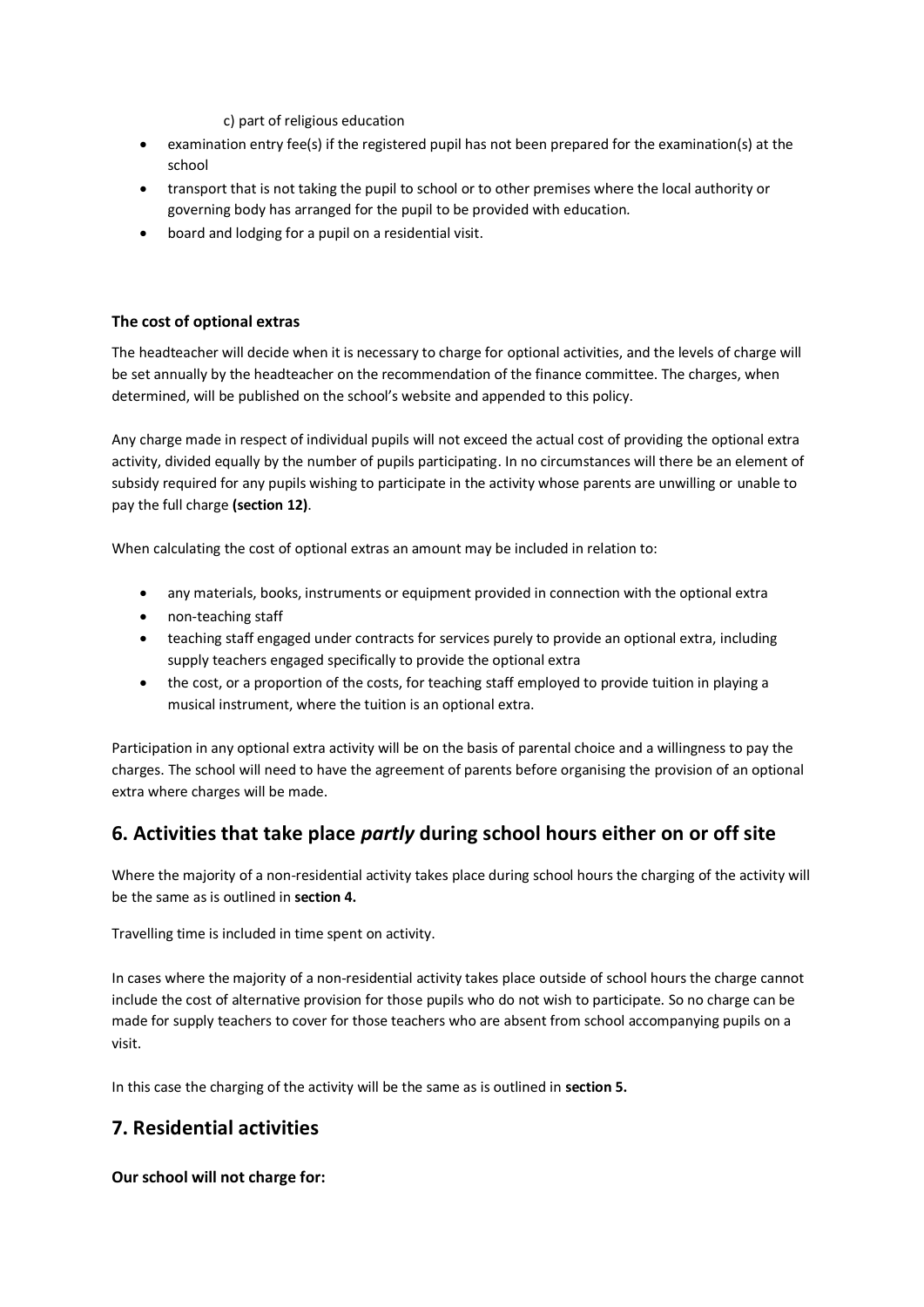c) part of religious education

- examination entry fee(s) if the registered pupil has not been prepared for the examination(s) at the school
- transport that is not taking the pupil to school or to other premises where the local authority or governing body has arranged for the pupil to be provided with education.
- board and lodging for a pupil on a residential visit.

**The cost of optional extras**

The headteacher will decide when it is necessary to charge for optional activities, and the levels of charge will be set annually by the headteacher on the recommendation of the finance committee. The charges, when determined, will be published on the school's website and appended to this policy.

Any charge made in respect of individual pupils will not exceed the actual cost of providing the optional extra activity, divided equally by the number of pupils participating. In no circumstances will there be an element of subsidy required for any pupils wishing to participate in the activity whose parents are unwilling or unable to pay the full charge **(section 12)**.

When calculating the cost of optional extras an amount may be included in relation to:

- any materials, books, instruments or equipment provided in connection with the optional extra
- non-teaching staff
- teaching staff engaged under contracts for services purely to provide an optional extra, including supply teachers engaged specifically to provide the optional extra
- the cost, or a proportion of the costs, for teaching staff employed to provide tuition in playing a musical instrument, where the tuition is an optional extra.

Participation in any optional extra activity will be on the basis of parental choice and a willingness to pay the charges. The school will need to have the agreement of parents before organising the provision of an optional extra where charges will be made.

## 6. Activities that take place *partly* during school hours either on or off site

Where the majority of a non-residential activity takes place during school hours the charging of the activity will be the same as is outlined in **section 4.**

Travelling time is included in time spent on activity.

In cases where the majority of a non-residential activity takes place outside of school hours the charge cannot include the cost of alternative provision for those pupils who do not wish to participate. So no charge can be made for supply teachers to cover for those teachers who are absent from school accompanying pupils on a visit.

In this case the charging of the activity will be the same as is outlined in **section 5.**

## 7. Residential activities

**Our school will not charge for:**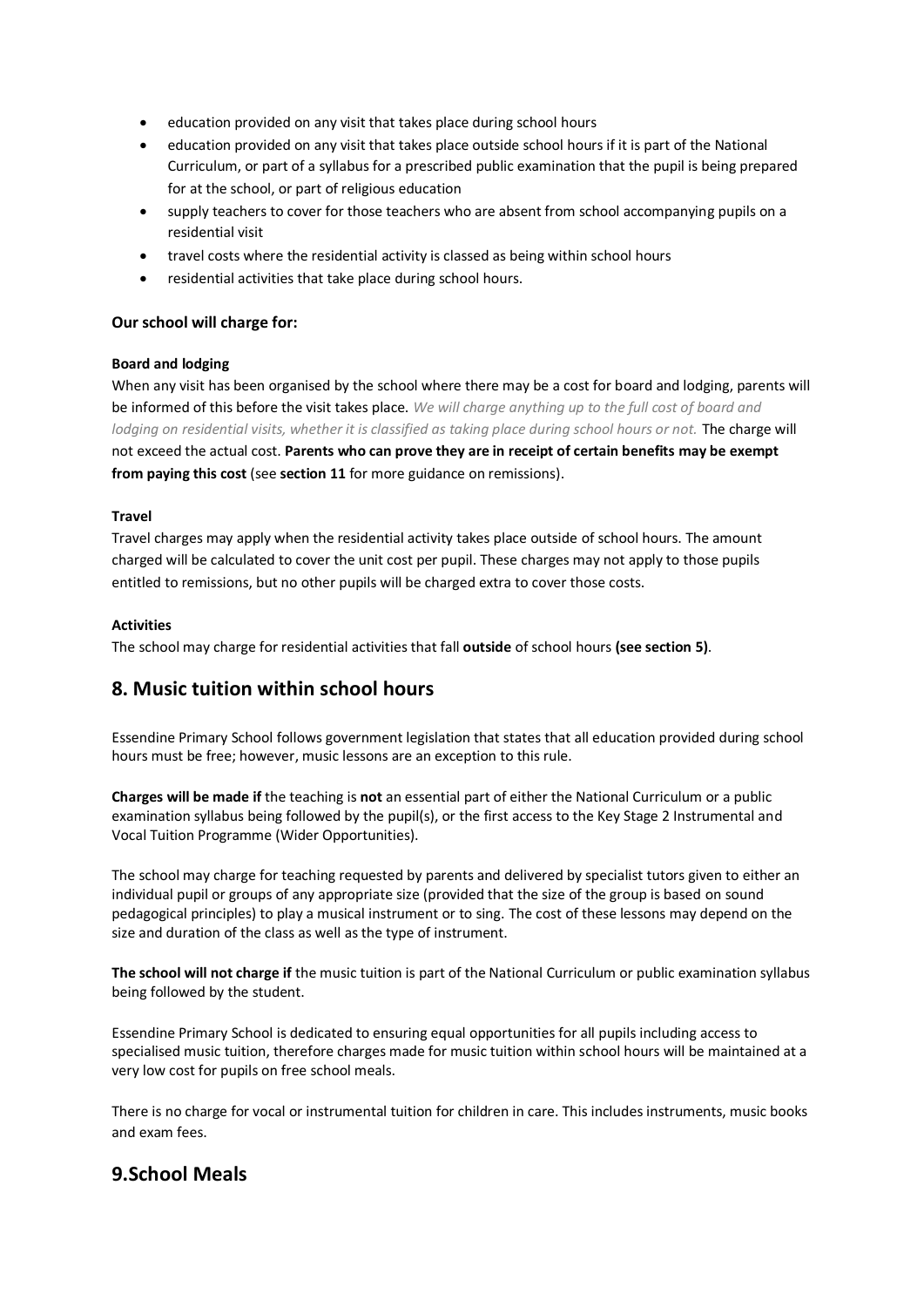- education provided on any visit that takes place during school hours
- education provided on any visit that takes place outside school hours if it is part of the National Curriculum, or part of a syllabus for a prescribed public examination that the pupil is being prepared for at the school, or part of religious education
- supply teachers to cover for those teachers who are absent from school accompanying pupils on a residential visit
- travel costs where the residential activity is classed as being within school hours
- residential activities that take place during school hours.

**Our school will charge for:**

**Board and lodging**

When any visit has been organised by the school where there may be a cost for board and lodging, parents will be informed of this before the visit takes place. *We will charge anything up to the full cost of board and lodging on residential visits, whether it is classified as taking place during school hours or not.* The charge will not exceed the actual cost. **Parents who can prove they are in receipt of certain benefits may be exempt from paying this cost** (see **section 11** for more guidance on remissions).

**Travel**

Travel charges may apply when the residential activity takes place outside of school hours. The amount charged will be calculated to cover the unit cost per pupil. These charges may not apply to those pupils entitled to remissions, but no other pupils will be charged extra to cover those costs.

**Activities**

The school may charge for residential activities that fall **outside** of school hours **(see section 5)**.

## 8. Music tuition within school hours

Essendine Primary School follows government legislation that states that all education provided during school hours must be free; however, music lessons are an exception to this rule.

**Charges will be made if** the teaching is **not** an essential part of either the National Curriculum or a public examination syllabus being followed by the pupil(s), or the first access to the Key Stage 2 Instrumental and Vocal Tuition Programme (Wider Opportunities).

The school may charge for teaching requested by parents and delivered by specialist tutors given to either an individual pupil or groups of any appropriate size (provided that the size of the group is based on sound pedagogical principles) to play a musical instrument or to sing. The cost of these lessons may depend on the size and duration of the class as well as the type of instrument.

**The school will not charge if** the music tuition is part of the National Curriculum or public examination syllabus being followed by the student.

Essendine Primary School is dedicated to ensuring equal opportunities for all pupils including access to specialised music tuition, therefore charges made for music tuition within school hours will be maintained at a very low cost for pupils on free school meals.

There is no charge for vocal or instrumental tuition for children in care. This includes instruments, music books and exam fees.

## 9.School Meals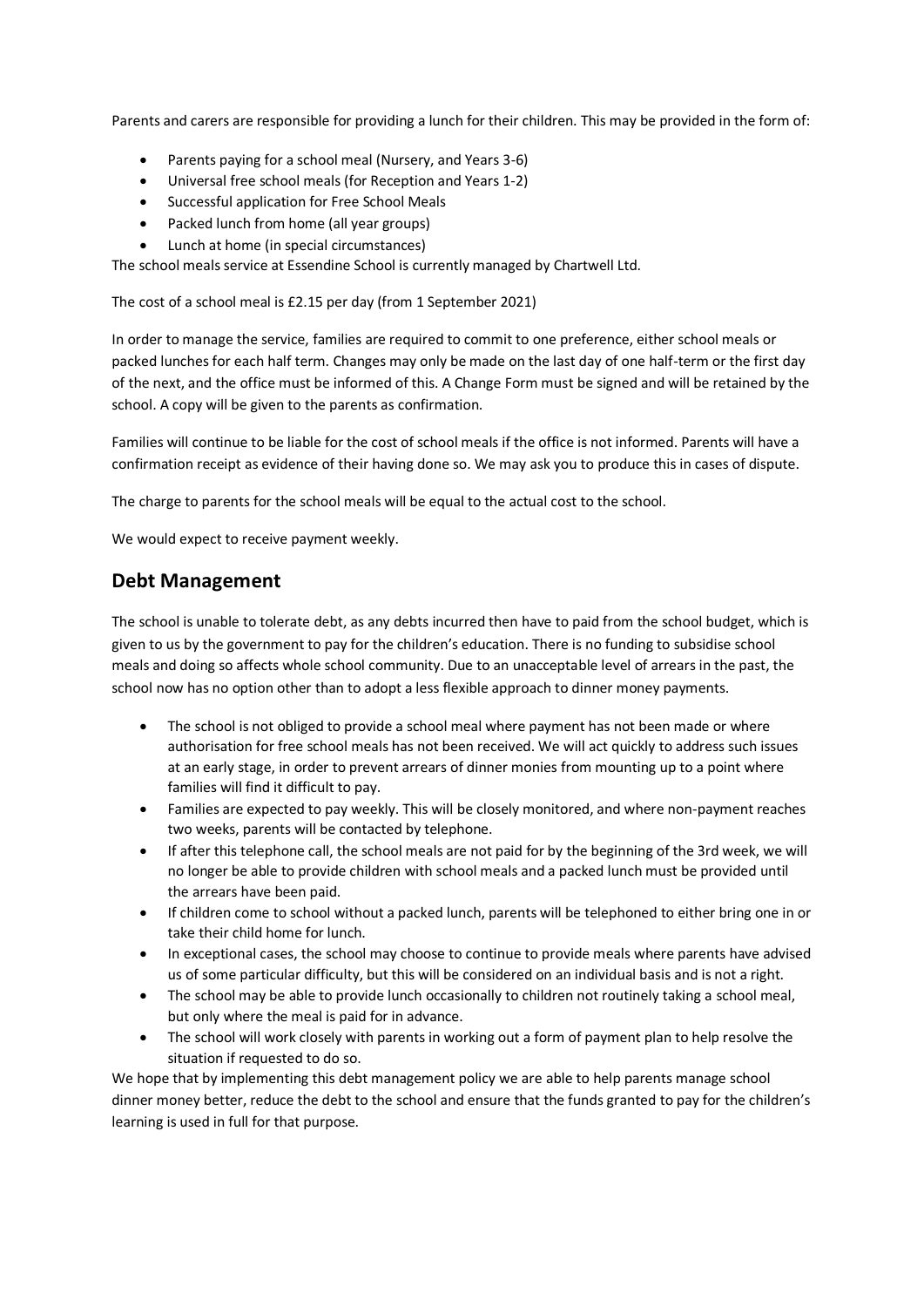Parents and carers are responsible for providing a lunch for their children. This may be provided in the form of:

- Parents paying for a school meal (Nursery, and Years 3-6)
- Universal free school meals (for Reception and Years 1-2)
- Successful application for Free School Meals
- Packed lunch from home (all year groups)
- Lunch at home (in special circumstances)

The school meals service at Essendine School is currently managed by Chartwell Ltd.

The cost of a school meal is £2.15 per day (from 1 September 2021)

In order to manage the service, families are required to commit to one preference, either school meals or packed lunches for each half term. Changes may only be made on the last day of one half-term or the first day of the next, and the office must be informed of this. A Change Form must be signed and will be retained by the school. A copy will be given to the parents as confirmation.

Families will continue to be liable for the cost of school meals if the office is not informed. Parents will have a confirmation receipt as evidence of their having done so. We may ask you to produce this in cases of dispute.

The charge to parents for the school meals will be equal to the actual cost to the school.

We would expect to receive payment weekly.

## Debt Management

The school is unable to tolerate debt, as any debts incurred then have to paid from the school budget, which is given to us by the government to pay for the children's education. There is no funding to subsidise school meals and doing so affects whole school community. Due to an unacceptable level of arrears in the past, the school now has no option other than to adopt a less flexible approach to dinner money payments.

- The school is not obliged to provide a school meal where payment has not been made or where authorisation for free school meals has not been received. We will act quickly to address such issues at an early stage, in order to prevent arrears of dinner monies from mounting up to a point where families will find it difficult to pay.
- Families are expected to pay weekly. This will be closely monitored, and where non-payment reaches two weeks, parents will be contacted by telephone.
- If after this telephone call, the school meals are not paid for by the beginning of the 3rd week, we will no longer be able to provide children with school meals and a packed lunch must be provided until the arrears have been paid.
- If children come to school without a packed lunch, parents will be telephoned to either bring one in or take their child home for lunch.
- In exceptional cases, the school may choose to continue to provide meals where parents have advised us of some particular difficulty, but this will be considered on an individual basis and is not a right.
- The school may be able to provide lunch occasionally to children not routinely taking a school meal, but only where the meal is paid for in advance.
- The school will work closely with parents in working out a form of payment plan to help resolve the situation if requested to do so.

We hope that by implementing this debt management policy we are able to help parents manage school dinner money better, reduce the debt to the school and ensure that the funds granted to pay for the children's learning is used in full for that purpose.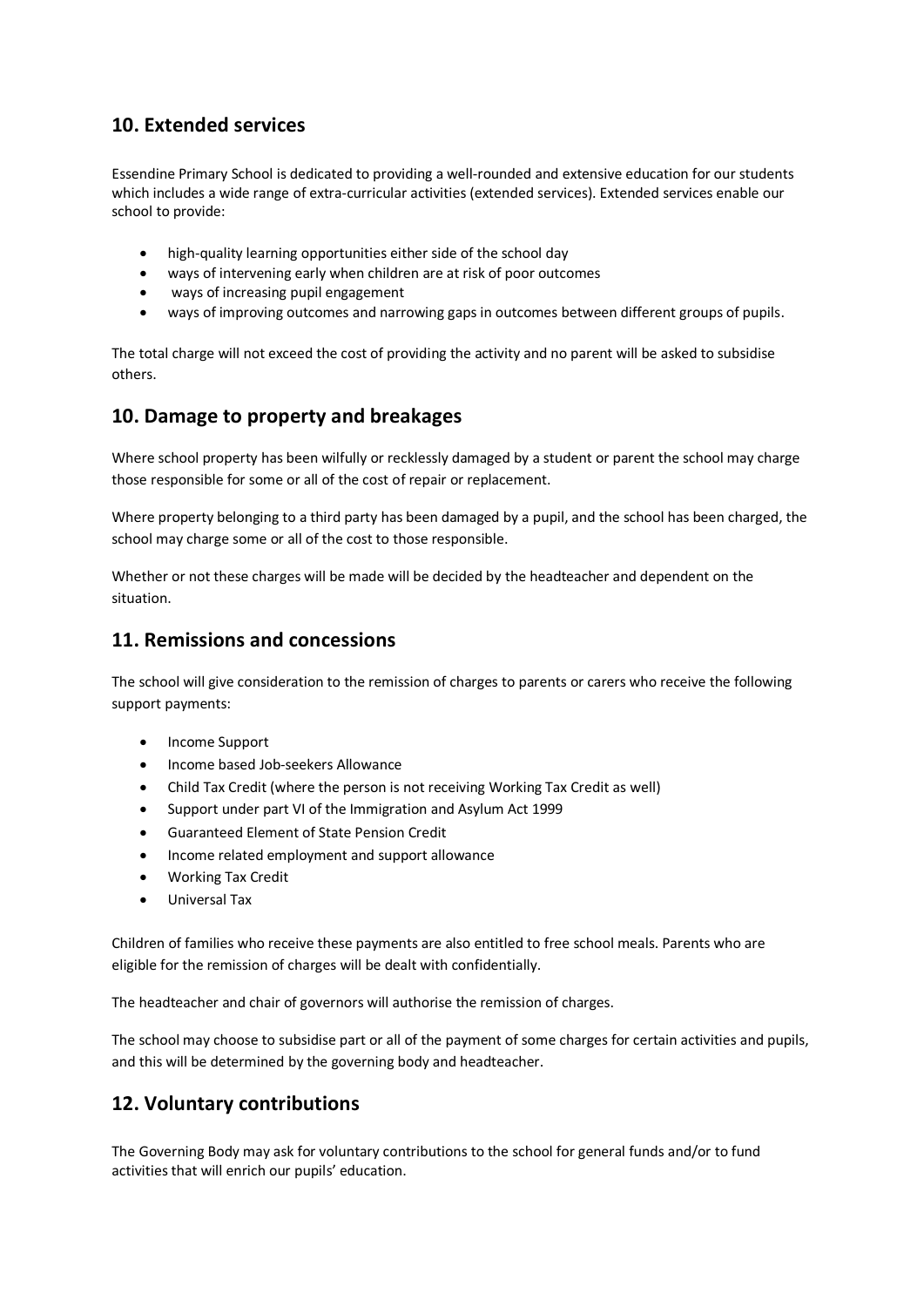## 10. Extended services

Essendine Primary School is dedicated to providing a well-rounded and extensive education for our students which includes a wide range of extra-curricular activities (extended services). Extended services enable our school to provide:

- high-quality learning opportunities either side of the school day
- ways of intervening early when children are at risk of poor outcomes
- ways of increasing pupil engagement
- ways of improving outcomes and narrowing gaps in outcomes between different groups of pupils.

The total charge will not exceed the cost of providing the activity and no parent will be asked to subsidise others.

## 10. Damage to property and breakages

Where school property has been wilfully or recklessly damaged by a student or parent the school may charge those responsible for some or all of the cost of repair or replacement.

Where property belonging to a third party has been damaged by a pupil, and the school has been charged, the school may charge some or all of the cost to those responsible.

Whether or not these charges will be made will be decided by the headteacher and dependent on the situation.

## 11. Remissions and concessions

The school will give consideration to the remission of charges to parents or carers who receive the following support payments:

- Income Support
- Income based Job-seekers Allowance
- Child Tax Credit (where the person is not receiving Working Tax Credit as well)
- Support under part VI of the Immigration and Asylum Act 1999
- Guaranteed Element of State Pension Credit
- Income related employment and support allowance
- Working Tax Credit
- Universal Tax

Children of families who receive these payments are also entitled to free school meals. Parents who are eligible for the remission of charges will be dealt with confidentially.

The headteacher and chair of governors will authorise the remission of charges.

The school may choose to subsidise part or all of the payment of some charges for certain activities and pupils, and this will be determined by the governing body and headteacher.

## 12. Voluntary contributions

The Governing Body may ask for voluntary contributions to the school for general funds and/or to fund activities that will enrich our pupils' education.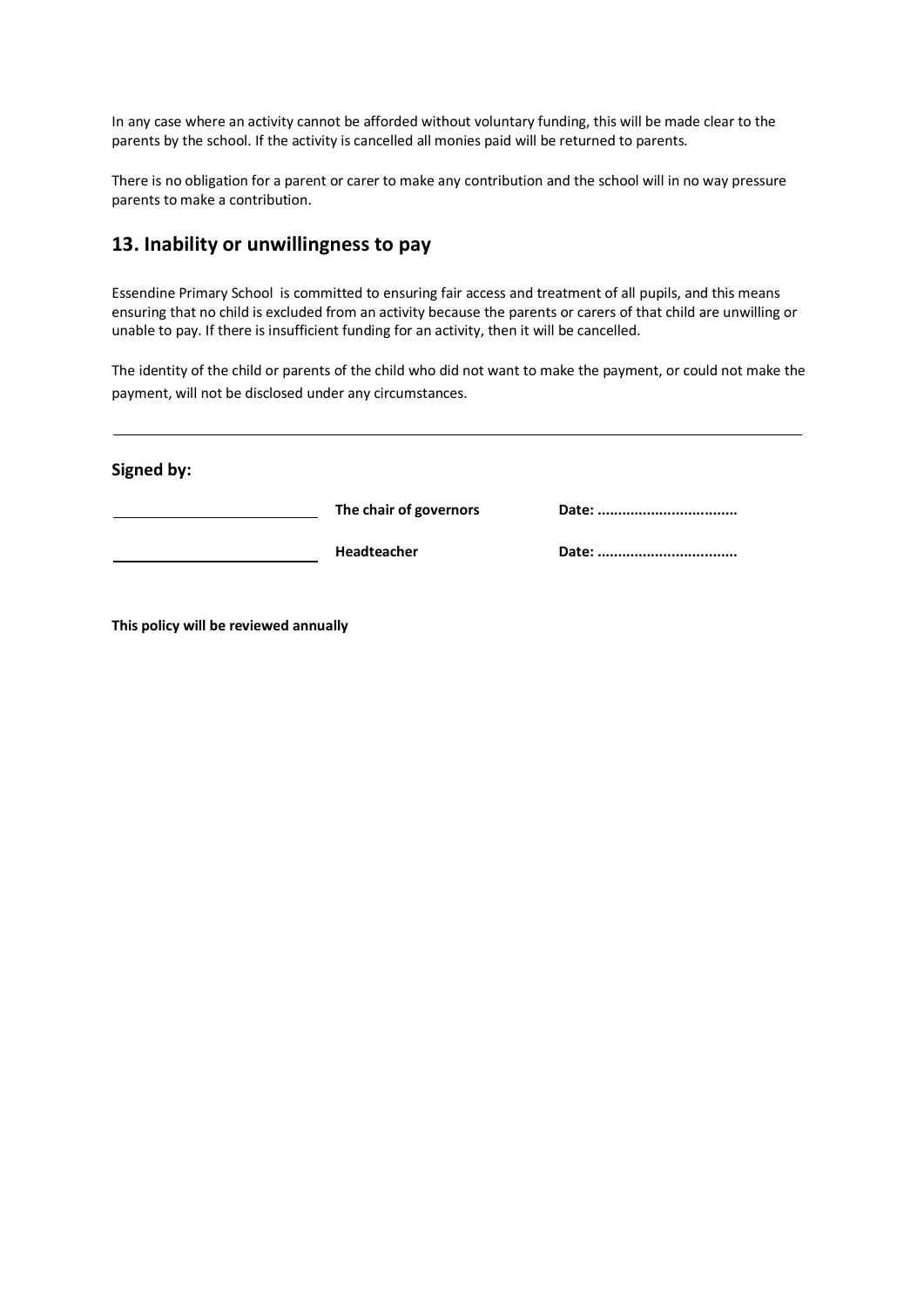In any case where an activity cannot be afforded without voluntary funding, this will be made clear to the parents by the school. If the activity is cancelled all monies paid will be returned to parents.

There is no obligation for a parent or carer to make any contribution and the school will in no way pressure parents to make a contribution.

## 13. Inability or unwillingness to pay

Essendine Primary School is committed to ensuring fair access and treatment of all pupils, and this means ensuring that no child is excluded from an activity because the parents or carers of that child are unwilling or unable to pay. If there is insufficient funding for an activity, then it will be cancelled.

The identity of the child or parents of the child who did not want to make the payment, or could not make the payment, will not be disclosed under any circumstances.

---

**Signed by:**

| | | |
|---|---|---|
| ______________________ | **The chair of governors** | **Date: ..................................** |
| ______________________ | **Headteacher** | **Date: ..................................** |

**This policy will be reviewed annually**